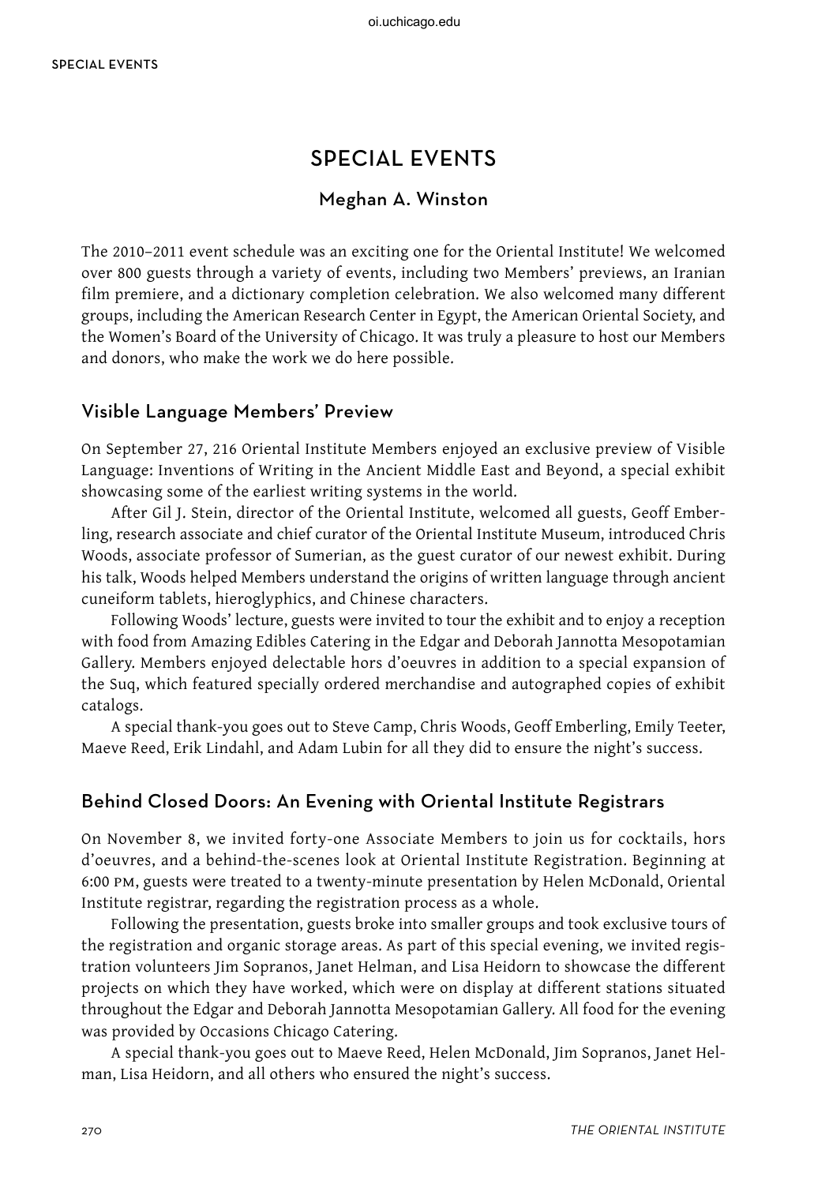# SPECIAL EVENTS

## Meghan A. Winston

The 2010–2011 event schedule was an exciting one for the Oriental Institute! We welcomed over 800 guests through a variety of events, including two Members' previews, an Iranian film premiere, and a dictionary completion celebration. We also welcomed many different groups, including the American Research Center in Egypt, the American Oriental Society, and the Women's Board of the University of Chicago. It was truly a pleasure to host our Members and donors, who make the work we do here possible.

### Visible Language Members' Preview

On September 27, 216 Oriental Institute Members enjoyed an exclusive preview of Visible Language: Inventions of Writing in the Ancient Middle East and Beyond, a special exhibit showcasing some of the earliest writing systems in the world.

After Gil J. Stein, director of the Oriental Institute, welcomed all guests, Geoff Emberling, research associate and chief curator of the Oriental Institute Museum, introduced Chris Woods, associate professor of Sumerian, as the guest curator of our newest exhibit. During his talk, Woods helped Members understand the origins of written language through ancient cuneiform tablets, hieroglyphics, and Chinese characters.

Following Woods' lecture, guests were invited to tour the exhibit and to enjoy a reception with food from Amazing Edibles Catering in the Edgar and Deborah Jannotta Mesopotamian Gallery. Members enjoyed delectable hors d'oeuvres in addition to a special expansion of the Suq, which featured specially ordered merchandise and autographed copies of exhibit catalogs.

A special thank-you goes out to Steve Camp, Chris Woods, Geoff Emberling, Emily Teeter, Maeve Reed, Erik Lindahl, and Adam Lubin for all they did to ensure the night's success.

### Behind Closed Doors: An Evening with Oriental Institute Registrars

On November 8, we invited forty-one Associate Members to join us for cocktails, hors d'oeuvres, and a behind-the-scenes look at Oriental Institute Registration. Beginning at 6:00 PM, guests were treated to a twenty-minute presentation by Helen McDonald, Oriental Institute registrar, regarding the registration process as a whole.

Following the presentation, guests broke into smaller groups and took exclusive tours of the registration and organic storage areas. As part of this special evening, we invited registration volunteers Jim Sopranos, Janet Helman, and Lisa Heidorn to showcase the different projects on which they have worked, which were on display at different stations situated throughout the Edgar and Deborah Jannotta Mesopotamian Gallery. All food for the evening was provided by Occasions Chicago Catering.

A special thank-you goes out to Maeve Reed, Helen McDonald, Jim Sopranos, Janet Helman, Lisa Heidorn, and all others who ensured the night's success.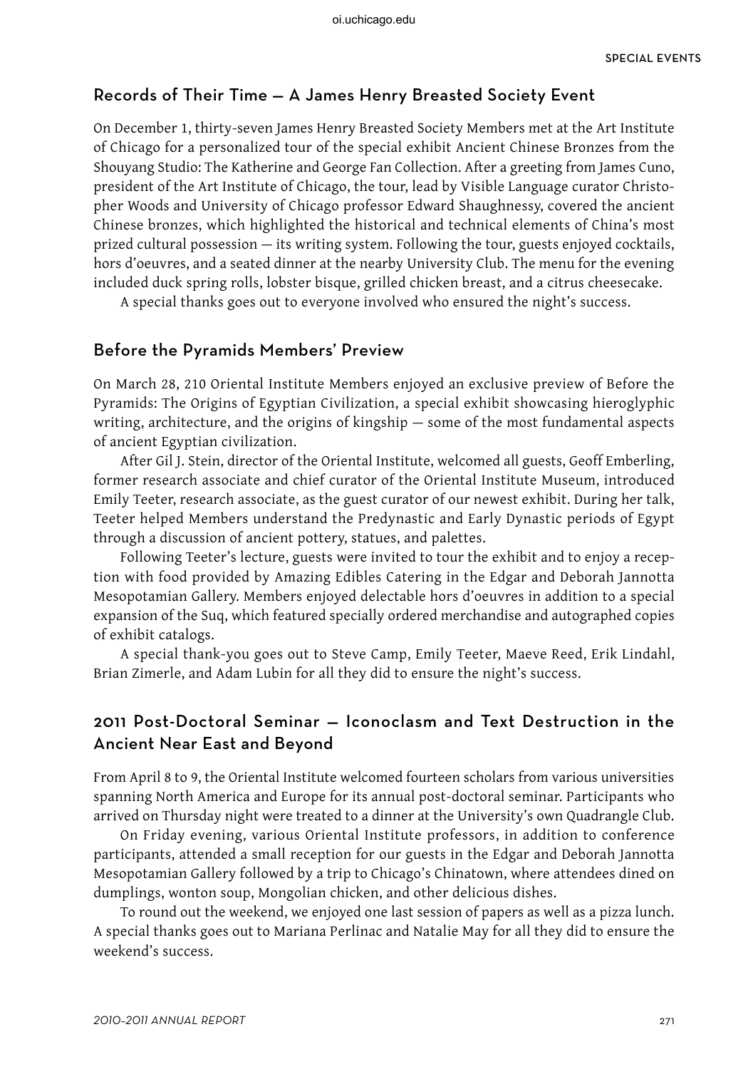## Records of Their Time — A James Henry Breasted Society Event

On December 1, thirty-seven James Henry Breasted Society Members met at the Art Institute of Chicago for a personalized tour of the special exhibit Ancient Chinese Bronzes from the Shouyang Studio: The Katherine and George Fan Collection. After a greeting from James Cuno, president of the Art Institute of Chicago, the tour, lead by Visible Language curator Christopher Woods and University of Chicago professor Edward Shaughnessy, covered the ancient Chinese bronzes, which highlighted the historical and technical elements of China's most prized cultural possession — its writing system. Following the tour, guests enjoyed cocktails, hors d'oeuvres, and a seated dinner at the nearby University Club. The menu for the evening included duck spring rolls, lobster bisque, grilled chicken breast, and a citrus cheesecake.

A special thanks goes out to everyone involved who ensured the night's success.

## Before the Pyramids Members' Preview

On March 28, 210 Oriental Institute Members enjoyed an exclusive preview of Before the Pyramids: The Origins of Egyptian Civilization, a special exhibit showcasing hieroglyphic writing, architecture, and the origins of kingship — some of the most fundamental aspects of ancient Egyptian civilization.

After Gil J. Stein, director of the Oriental Institute, welcomed all guests, Geoff Emberling, former research associate and chief curator of the Oriental Institute Museum, introduced Emily Teeter, research associate, as the guest curator of our newest exhibit. During her talk, Teeter helped Members understand the Predynastic and Early Dynastic periods of Egypt through a discussion of ancient pottery, statues, and palettes.

Following Teeter's lecture, guests were invited to tour the exhibit and to enjoy a reception with food provided by Amazing Edibles Catering in the Edgar and Deborah Jannotta Mesopotamian Gallery. Members enjoyed delectable hors d'oeuvres in addition to a special expansion of the Suq, which featured specially ordered merchandise and autographed copies of exhibit catalogs.

A special thank-you goes out to Steve Camp, Emily Teeter, Maeve Reed, Erik Lindahl, Brian Zimerle, and Adam Lubin for all they did to ensure the night's success.

## 2011 Post-Doctoral Seminar — Iconoclasm and Text Destruction in the Ancient Near East and Beyond

From April 8 to 9, the Oriental Institute welcomed fourteen scholars from various universities spanning North America and Europe for its annual post-doctoral seminar. Participants who arrived on Thursday night were treated to a dinner at the University's own Quadrangle Club.

On Friday evening, various Oriental Institute professors, in addition to conference participants, attended a small reception for our guests in the Edgar and Deborah Jannotta Mesopotamian Gallery followed by a trip to Chicago's Chinatown, where attendees dined on dumplings, wonton soup, Mongolian chicken, and other delicious dishes.

To round out the weekend, we enjoyed one last session of papers as well as a pizza lunch. A special thanks goes out to Mariana Perlinac and Natalie May for all they did to ensure the weekend's success.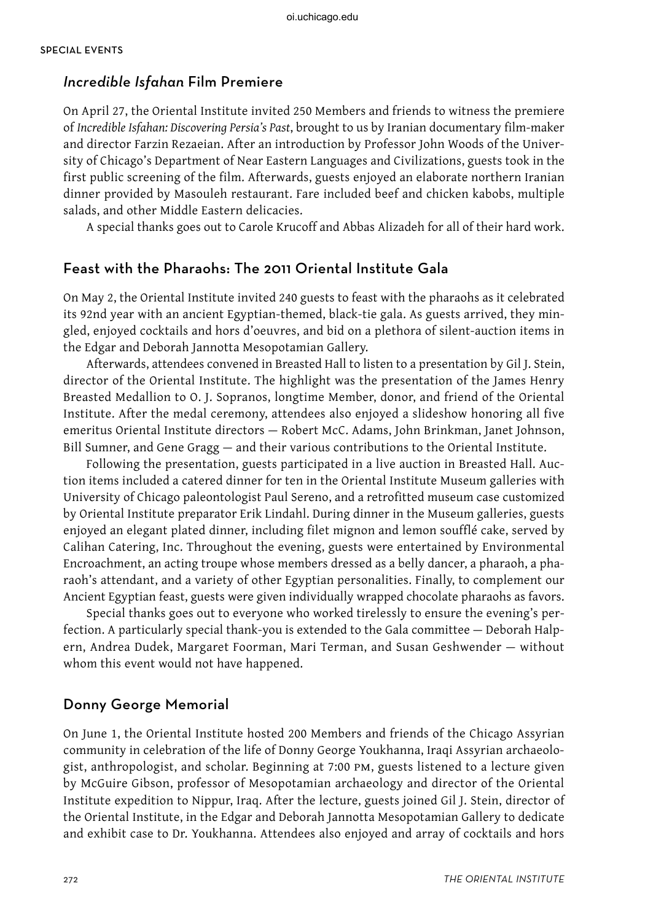## *Incredible Isfahan* Film Premiere

On April 27, the Oriental Institute invited 250 Members and friends to witness the premiere of *Incredible Isfahan: Discovering Persia's Past*, brought to us by Iranian documentary film-maker and director Farzin Rezaeian. After an introduction by Professor John Woods of the University of Chicago's Department of Near Eastern Languages and Civilizations, guests took in the first public screening of the film. Afterwards, guests enjoyed an elaborate northern Iranian dinner provided by Masouleh restaurant. Fare included beef and chicken kabobs, multiple salads, and other Middle Eastern delicacies.

A special thanks goes out to Carole Krucoff and Abbas Alizadeh for all of their hard work.

## Feast with the Pharaohs: The 2011 Oriental Institute Gala

On May 2, the Oriental Institute invited 240 guests to feast with the pharaohs as it celebrated its 92nd year with an ancient Egyptian-themed, black-tie gala. As guests arrived, they mingled, enjoyed cocktails and hors d'oeuvres, and bid on a plethora of silent-auction items in the Edgar and Deborah Jannotta Mesopotamian Gallery.

Afterwards, attendees convened in Breasted Hall to listen to a presentation by Gil J. Stein, director of the Oriental Institute. The highlight was the presentation of the James Henry Breasted Medallion to O. J. Sopranos, longtime Member, donor, and friend of the Oriental Institute. After the medal ceremony, attendees also enjoyed a slideshow honoring all five emeritus Oriental Institute directors — Robert McC. Adams, John Brinkman, Janet Johnson, Bill Sumner, and Gene Gragg — and their various contributions to the Oriental Institute.

Following the presentation, guests participated in a live auction in Breasted Hall. Auction items included a catered dinner for ten in the Oriental Institute Museum galleries with University of Chicago paleontologist Paul Sereno, and a retrofitted museum case customized by Oriental Institute preparator Erik Lindahl. During dinner in the Museum galleries, guests enjoyed an elegant plated dinner, including filet mignon and lemon soufflé cake, served by Calihan Catering, Inc. Throughout the evening, guests were entertained by Environmental Encroachment, an acting troupe whose members dressed as a belly dancer, a pharaoh, a pharaoh's attendant, and a variety of other Egyptian personalities. Finally, to complement our Ancient Egyptian feast, guests were given individually wrapped chocolate pharaohs as favors.

Special thanks goes out to everyone who worked tirelessly to ensure the evening's perfection. A particularly special thank-you is extended to the Gala committee — Deborah Halpern, Andrea Dudek, Margaret Foorman, Mari Terman, and Susan Geshwender — without whom this event would not have happened.

## Donny George Memorial

On June 1, the Oriental Institute hosted 200 Members and friends of the Chicago Assyrian community in celebration of the life of Donny George Youkhanna, Iraqi Assyrian archaeologist, anthropologist, and scholar. Beginning at 7:00 PM, guests listened to a lecture given by McGuire Gibson, professor of Mesopotamian archaeology and director of the Oriental Institute expedition to Nippur, Iraq. After the lecture, guests joined Gil J. Stein, director of the Oriental Institute, in the Edgar and Deborah Jannotta Mesopotamian Gallery to dedicate and exhibit case to Dr. Youkhanna. Attendees also enjoyed and array of cocktails and hors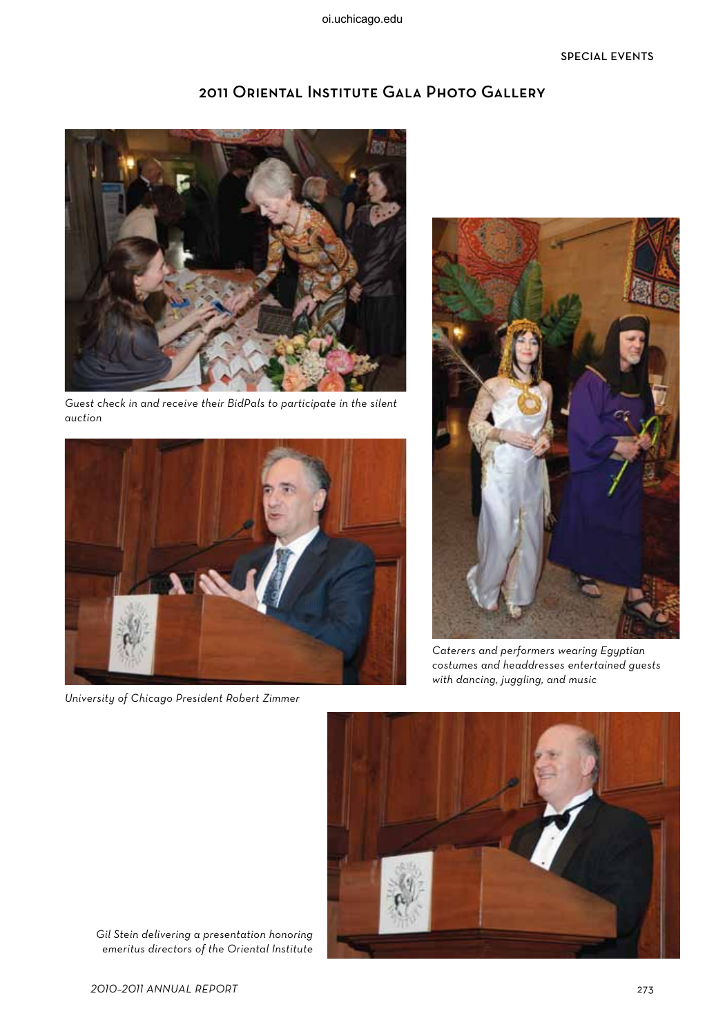## 2011 Oriental Institute Gala Photo Gallery

*Guest check in and receive their BidPals to participate in the silent auction*

*Caterers and performers wearing Egyptian costumes and headdresses entertained guests with dancing, juggling, and music*

*University of Chicago President Robert Zimmer*

*Gil Stein delivering a presentation honoring emeritus directors of the Oriental Institute*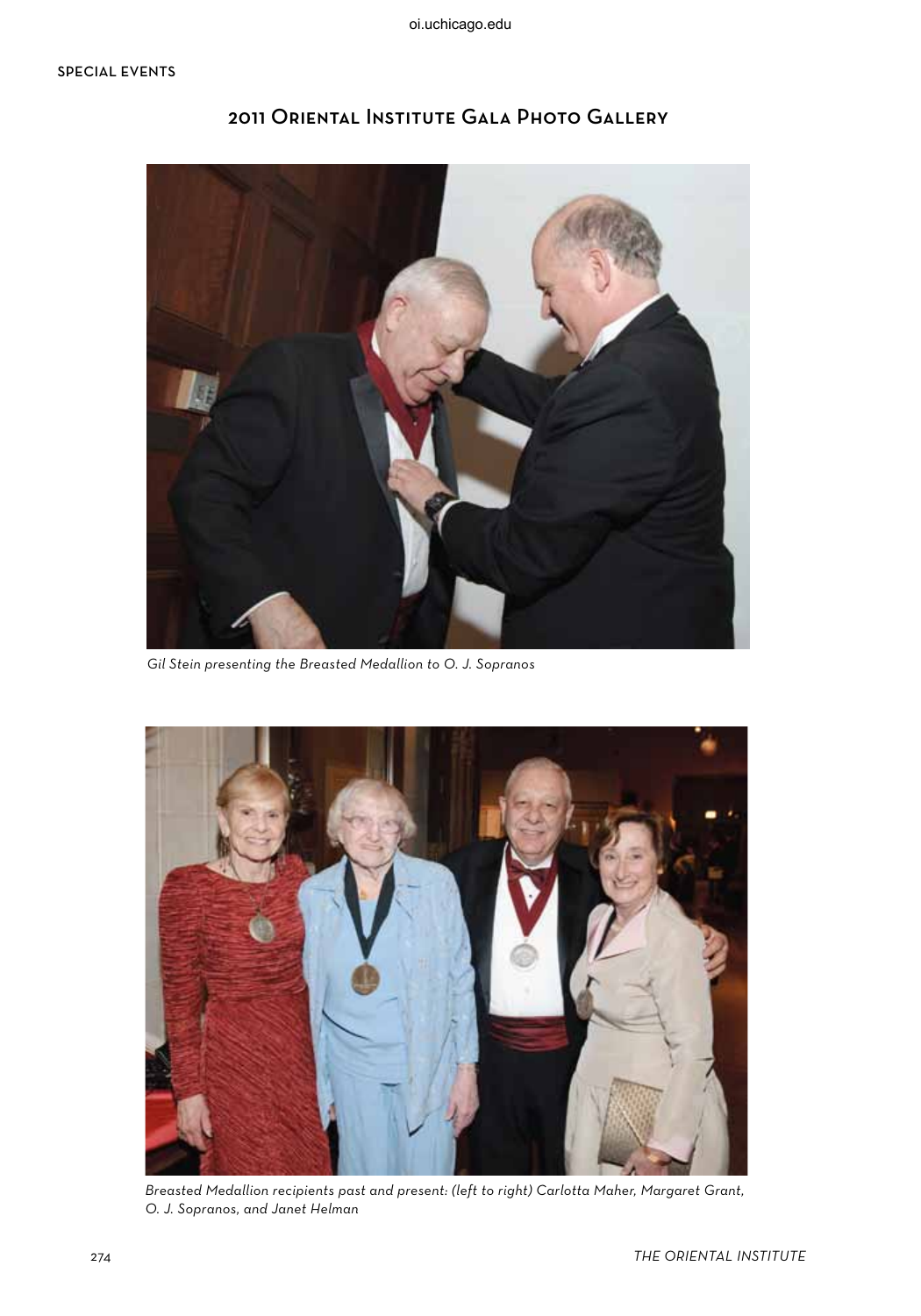# 2011 Oriental Institute Gala Photo Gallery

*Gil Stein presenting the Breasted Medallion to O. J. Sopranos*

*Breasted Medallion recipients past and present: (left to right) Carlotta Maher, Margaret Grant, O. J. Sopranos, and Janet Helman*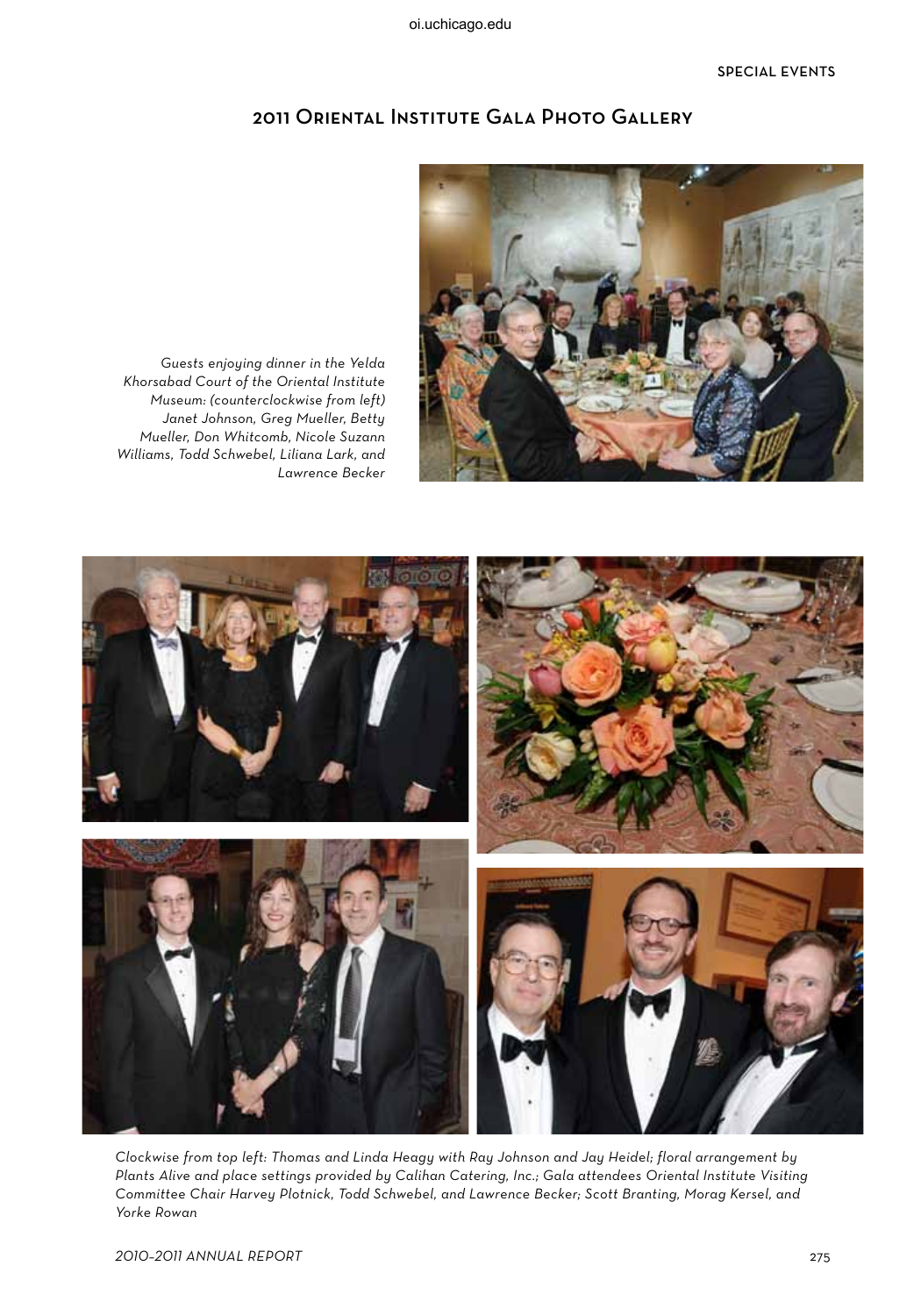## 2011 Oriental Institute Gala Photo Gallery

*Guests enjoying dinner in the Yelda Khorsabad Court of the Oriental Institute Museum: (counterclockwise from left) Janet Johnson, Greg Mueller, Betty Mueller, Don Whitcomb, Nicole Suzann Williams, Todd Schwebel, Liliana Lark, and Lawrence Becker*

*Clockwise from top left: Thomas and Linda Heagy with Ray Johnson and Jay Heidel; floral arrangement by Plants Alive and place settings provided by Calihan Catering, Inc.; Gala attendees Oriental Institute Visiting Committee Chair Harvey Plotnick, Todd Schwebel, and Lawrence Becker; Scott Branting, Morag Kersel, and Yorke Rowan*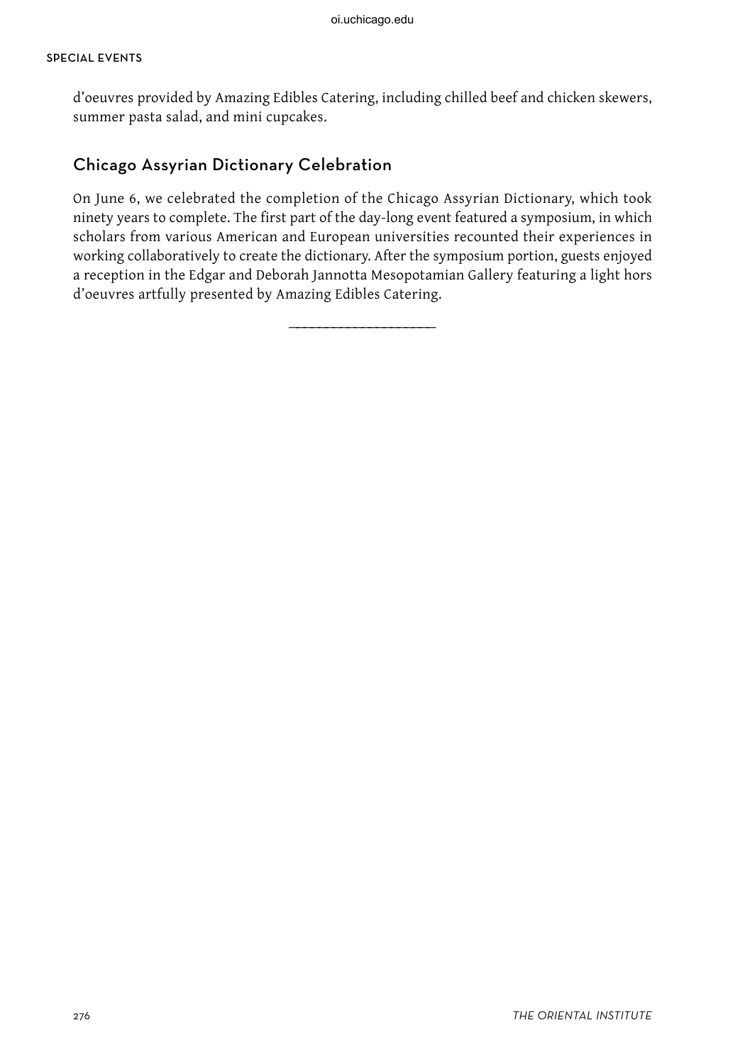d'oeuvres provided by Amazing Edibles Catering, including chilled beef and chicken skewers, summer pasta salad, and mini cupcakes.

## Chicago Assyrian Dictionary Celebration

On June 6, we celebrated the completion of the Chicago Assyrian Dictionary, which took ninety years to complete. The first part of the day-long event featured a symposium, in which scholars from various American and European universities recounted their experiences in working collaboratively to create the dictionary. After the symposium portion, guests enjoyed a reception in the Edgar and Deborah Jannotta Mesopotamian Gallery featuring a light hors d'oeuvres artfully presented by Amazing Edibles Catering.

---